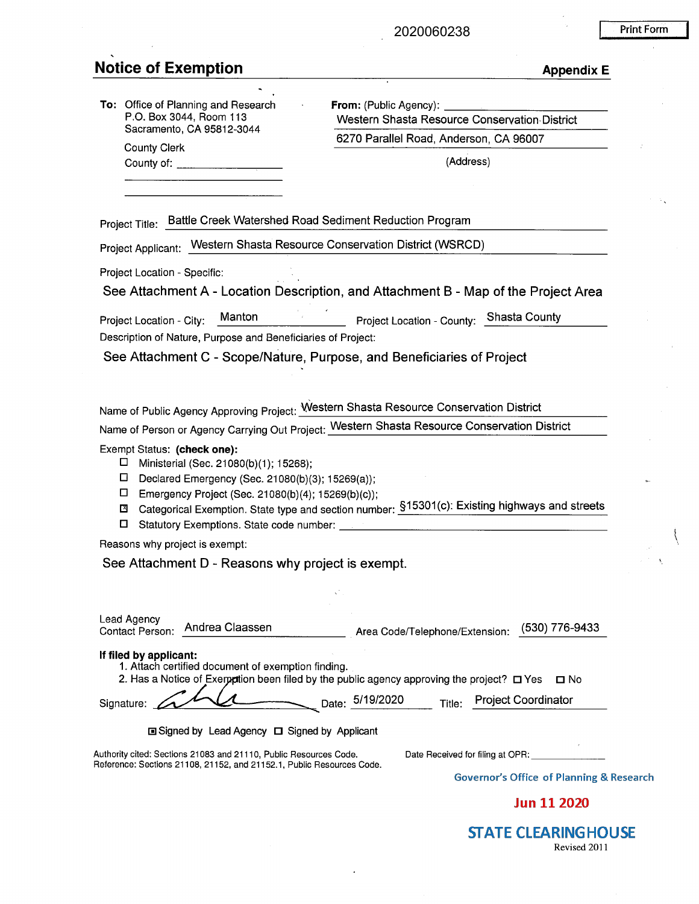2020060238

Print Form

# Notice of Exemption

**Appendix E**

**To:** Office of Planning and Research
P.O. Box 3044, Room 113
Sacramento, CA 95812-3044

County Clerk
County of: ____________________

**From:** (Public Agency): Western Shasta Resource Conservation District
6270 Parallel Road, Anderson, CA 96007
(Address)

Project Title: Battle Creek Watershed Road Sediment Reduction Program

Project Applicant: Western Shasta Resource Conservation District (WSRCD)

Project Location - Specific:

See Attachment A - Location Description, and Attachment B - Map of the Project Area

Project Location - City: Manton     Project Location - County: Shasta County

Description of Nature, Purpose and Beneficiaries of Project:

See Attachment C - Scope/Nature, Purpose, and Beneficiaries of Project

Name of Public Agency Approving Project: Western Shasta Resource Conservation District

Name of Person or Agency Carrying Out Project: Western Shasta Resource Conservation District

Exempt Status: **(check one):**

- ☐ Ministerial (Sec. 21080(b)(1); 15268);
- ☐ Declared Emergency (Sec. 21080(b)(3); 15269(a));
- ☐ Emergency Project (Sec. 21080(b)(4); 15269(b)(c));
- ☒ Categorical Exemption. State type and section number: §15301(c): Existing highways and streets
- ☐ Statutory Exemptions. State code number: ____________________

Reasons why project is exempt:

See Attachment D - Reasons why project is exempt.

Lead Agency Contact Person: Andrea Claassen     Area Code/Telephone/Extension: (530) 776-9433

**If filed by applicant:**

1. Attach certified document of exemption finding.
2. Has a Notice of Exemption been filed by the public agency approving the project? ☐ Yes ☐ No

Signature: [signature]     Date: 5/19/2020     Title: Project Coordinator

☒ Signed by Lead Agency ☐ Signed by Applicant

Authority cited: Sections 21083 and 21110, Public Resources Code.
Reference: Sections 21108, 21152, and 21152.1, Public Resources Code.

Date Received for filing at OPR: ____________

Governor's Office of Planning & Research

Jun 11 2020

STATE CLEARINGHOUSE

Revised 2011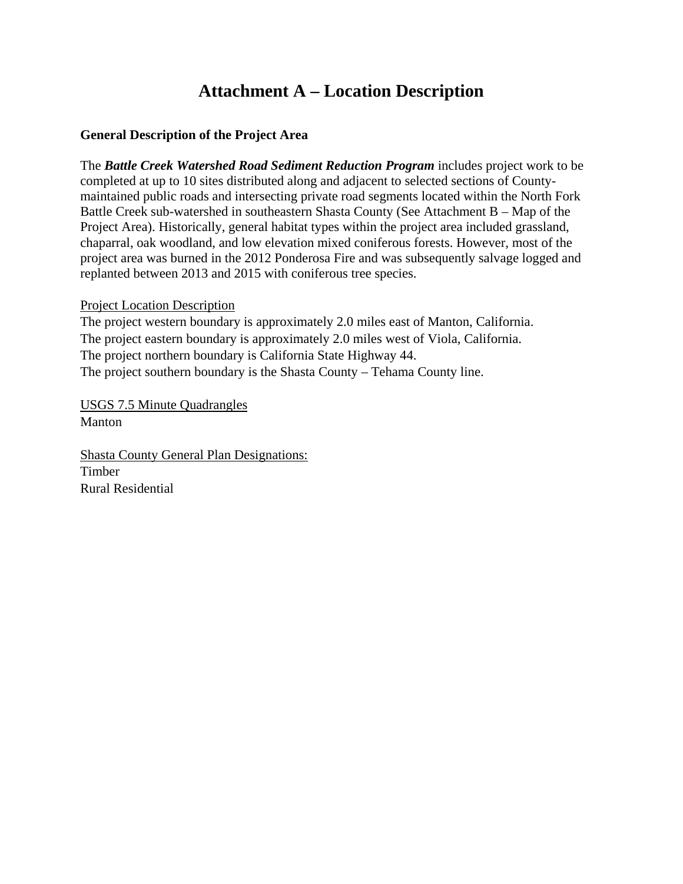# Attachment A – Location Description

**General Description of the Project Area**

The ***Battle Creek Watershed Road Sediment Reduction Program*** includes project work to be completed at up to 10 sites distributed along and adjacent to selected sections of County-maintained public roads and intersecting private road segments located within the North Fork Battle Creek sub-watershed in southeastern Shasta County (See Attachment B – Map of the Project Area). Historically, general habitat types within the project area included grassland, chaparral, oak woodland, and low elevation mixed coniferous forests. However, most of the project area was burned in the 2012 Ponderosa Fire and was subsequently salvage logged and replanted between 2013 and 2015 with coniferous tree species.

<u>Project Location Description</u>
The project western boundary is approximately 2.0 miles east of Manton, California.
The project eastern boundary is approximately 2.0 miles west of Viola, California.
The project northern boundary is California State Highway 44.
The project southern boundary is the Shasta County – Tehama County line.

<u>USGS 7.5 Minute Quadrangles</u>
Manton

<u>Shasta County General Plan Designations:</u>
Timber
Rural Residential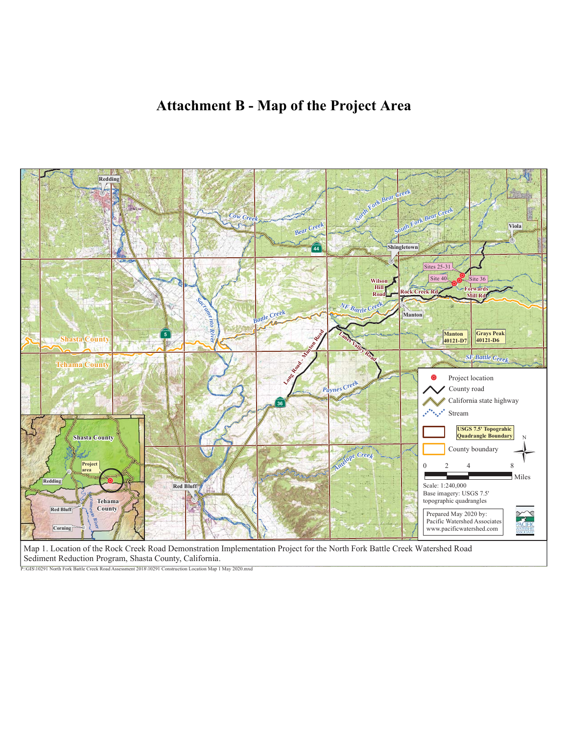# Attachment B - Map of the Project Area

Map 1. Location of the Rock Creek Road Demonstration Implementation Project for the North Fork Battle Creek Watershed Road Sediment Reduction Program, Shasta County, California.

P:\GIS\10291 North Fork Battle Creek Road Assessment 2018\10291 Construction Location Map 1 May 2020.mxd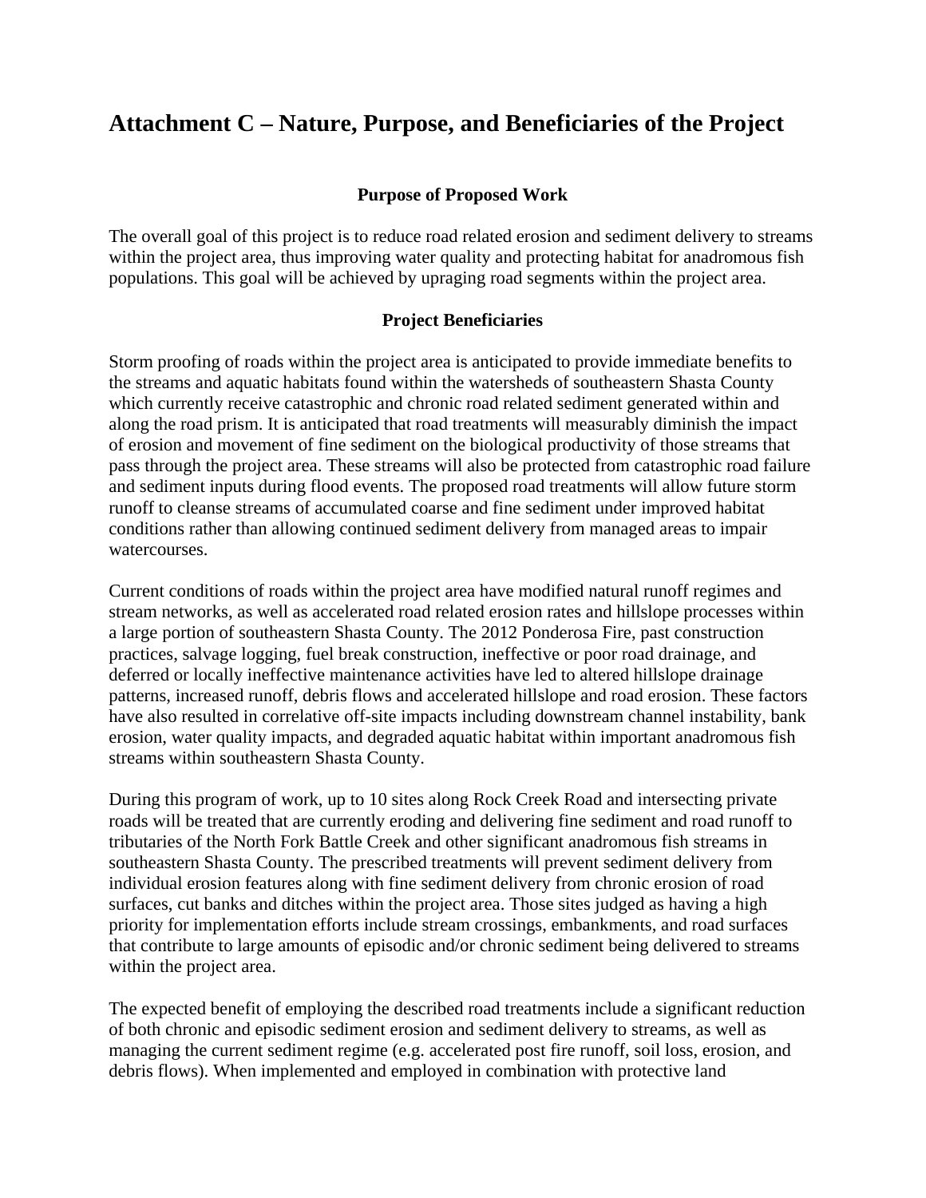# Attachment C – Nature, Purpose, and Beneficiaries of the Project

### Purpose of Proposed Work

The overall goal of this project is to reduce road related erosion and sediment delivery to streams within the project area, thus improving water quality and protecting habitat for anadromous fish populations. This goal will be achieved by upraging road segments within the project area.

### Project Beneficiaries

Storm proofing of roads within the project area is anticipated to provide immediate benefits to the streams and aquatic habitats found within the watersheds of southeastern Shasta County which currently receive catastrophic and chronic road related sediment generated within and along the road prism. It is anticipated that road treatments will measurably diminish the impact of erosion and movement of fine sediment on the biological productivity of those streams that pass through the project area. These streams will also be protected from catastrophic road failure and sediment inputs during flood events. The proposed road treatments will allow future storm runoff to cleanse streams of accumulated coarse and fine sediment under improved habitat conditions rather than allowing continued sediment delivery from managed areas to impair watercourses.

Current conditions of roads within the project area have modified natural runoff regimes and stream networks, as well as accelerated road related erosion rates and hillslope processes within a large portion of southeastern Shasta County. The 2012 Ponderosa Fire, past construction practices, salvage logging, fuel break construction, ineffective or poor road drainage, and deferred or locally ineffective maintenance activities have led to altered hillslope drainage patterns, increased runoff, debris flows and accelerated hillslope and road erosion. These factors have also resulted in correlative off-site impacts including downstream channel instability, bank erosion, water quality impacts, and degraded aquatic habitat within important anadromous fish streams within southeastern Shasta County.

During this program of work, up to 10 sites along Rock Creek Road and intersecting private roads will be treated that are currently eroding and delivering fine sediment and road runoff to tributaries of the North Fork Battle Creek and other significant anadromous fish streams in southeastern Shasta County. The prescribed treatments will prevent sediment delivery from individual erosion features along with fine sediment delivery from chronic erosion of road surfaces, cut banks and ditches within the project area. Those sites judged as having a high priority for implementation efforts include stream crossings, embankments, and road surfaces that contribute to large amounts of episodic and/or chronic sediment being delivered to streams within the project area.

The expected benefit of employing the described road treatments include a significant reduction of both chronic and episodic sediment erosion and sediment delivery to streams, as well as managing the current sediment regime (e.g. accelerated post fire runoff, soil loss, erosion, and debris flows). When implemented and employed in combination with protective land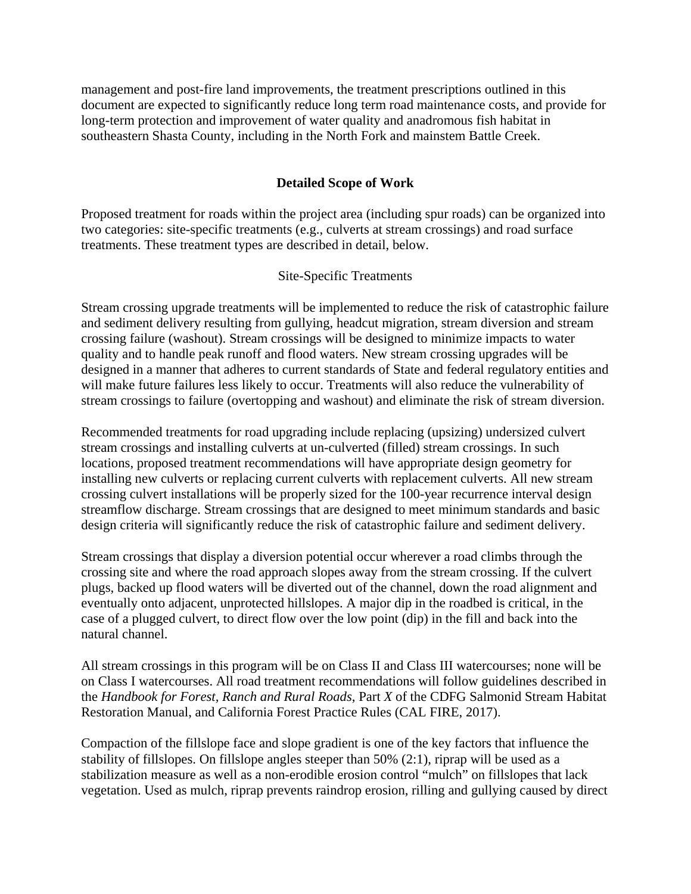management and post-fire land improvements, the treatment prescriptions outlined in this document are expected to significantly reduce long term road maintenance costs, and provide for long-term protection and improvement of water quality and anadromous fish habitat in southeastern Shasta County, including in the North Fork and mainstem Battle Creek.

## Detailed Scope of Work

Proposed treatment for roads within the project area (including spur roads) can be organized into two categories: site-specific treatments (e.g., culverts at stream crossings) and road surface treatments. These treatment types are described in detail, below.

### Site-Specific Treatments

Stream crossing upgrade treatments will be implemented to reduce the risk of catastrophic failure and sediment delivery resulting from gullying, headcut migration, stream diversion and stream crossing failure (washout). Stream crossings will be designed to minimize impacts to water quality and to handle peak runoff and flood waters. New stream crossing upgrades will be designed in a manner that adheres to current standards of State and federal regulatory entities and will make future failures less likely to occur. Treatments will also reduce the vulnerability of stream crossings to failure (overtopping and washout) and eliminate the risk of stream diversion.

Recommended treatments for road upgrading include replacing (upsizing) undersized culvert stream crossings and installing culverts at un-culverted (filled) stream crossings. In such locations, proposed treatment recommendations will have appropriate design geometry for installing new culverts or replacing current culverts with replacement culverts. All new stream crossing culvert installations will be properly sized for the 100-year recurrence interval design streamflow discharge. Stream crossings that are designed to meet minimum standards and basic design criteria will significantly reduce the risk of catastrophic failure and sediment delivery.

Stream crossings that display a diversion potential occur wherever a road climbs through the crossing site and where the road approach slopes away from the stream crossing. If the culvert plugs, backed up flood waters will be diverted out of the channel, down the road alignment and eventually onto adjacent, unprotected hillslopes. A major dip in the roadbed is critical, in the case of a plugged culvert, to direct flow over the low point (dip) in the fill and back into the natural channel.

All stream crossings in this program will be on Class II and Class III watercourses; none will be on Class I watercourses. All road treatment recommendations will follow guidelines described in the *Handbook for Forest, Ranch and Rural Roads*, Part *X* of the CDFG Salmonid Stream Habitat Restoration Manual, and California Forest Practice Rules (CAL FIRE, 2017).

Compaction of the fillslope face and slope gradient is one of the key factors that influence the stability of fillslopes. On fillslope angles steeper than 50% (2:1), riprap will be used as a stabilization measure as well as a non-erodible erosion control “mulch” on fillslopes that lack vegetation. Used as mulch, riprap prevents raindrop erosion, rilling and gullying caused by direct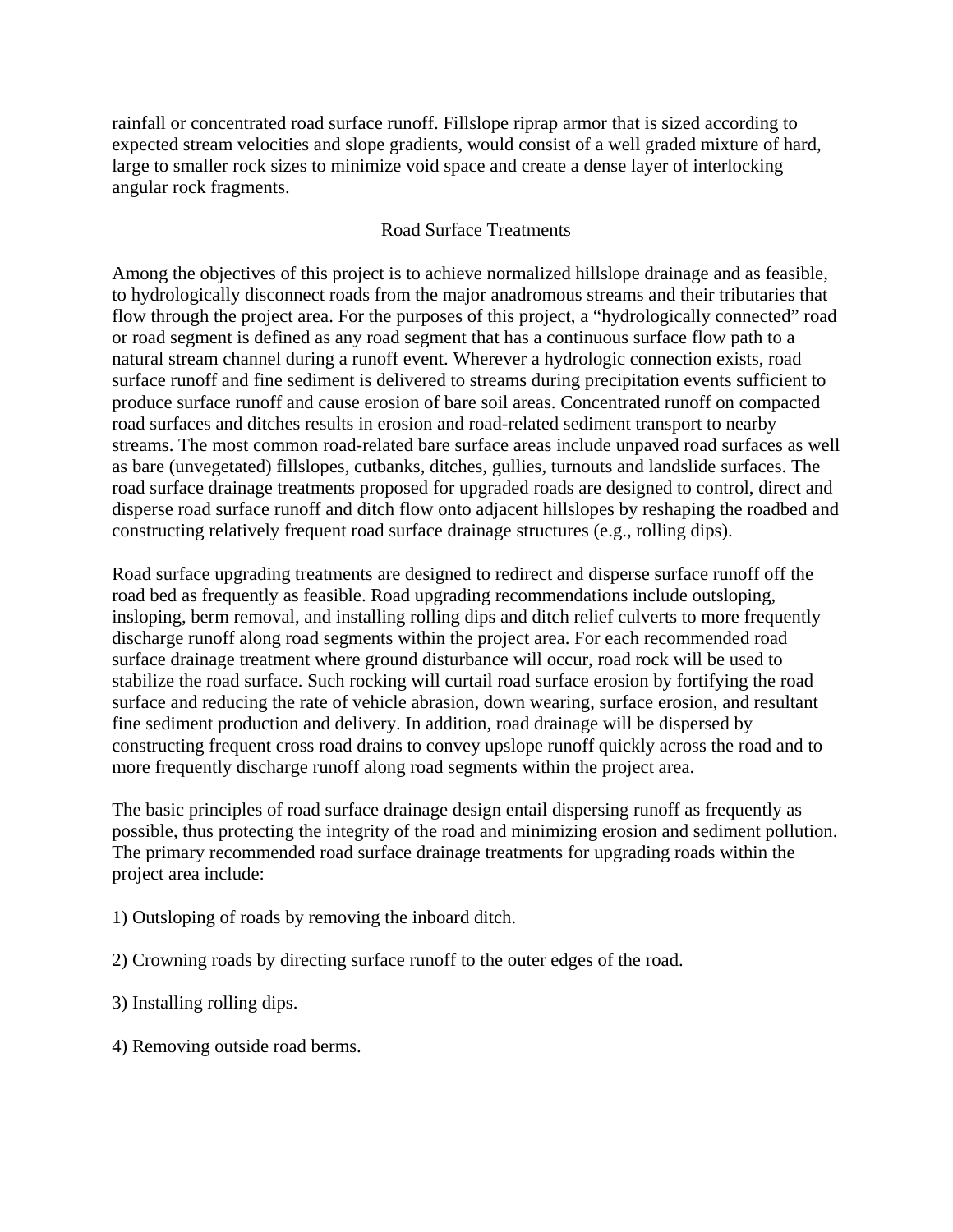rainfall or concentrated road surface runoff. Fillslope riprap armor that is sized according to expected stream velocities and slope gradients, would consist of a well graded mixture of hard, large to smaller rock sizes to minimize void space and create a dense layer of interlocking angular rock fragments.

## Road Surface Treatments

Among the objectives of this project is to achieve normalized hillslope drainage and as feasible, to hydrologically disconnect roads from the major anadromous streams and their tributaries that flow through the project area. For the purposes of this project, a "hydrologically connected" road or road segment is defined as any road segment that has a continuous surface flow path to a natural stream channel during a runoff event. Wherever a hydrologic connection exists, road surface runoff and fine sediment is delivered to streams during precipitation events sufficient to produce surface runoff and cause erosion of bare soil areas. Concentrated runoff on compacted road surfaces and ditches results in erosion and road-related sediment transport to nearby streams. The most common road-related bare surface areas include unpaved road surfaces as well as bare (unvegetated) fillslopes, cutbanks, ditches, gullies, turnouts and landslide surfaces. The road surface drainage treatments proposed for upgraded roads are designed to control, direct and disperse road surface runoff and ditch flow onto adjacent hillslopes by reshaping the roadbed and constructing relatively frequent road surface drainage structures (e.g., rolling dips).

Road surface upgrading treatments are designed to redirect and disperse surface runoff off the road bed as frequently as feasible. Road upgrading recommendations include outsloping, insloping, berm removal, and installing rolling dips and ditch relief culverts to more frequently discharge runoff along road segments within the project area. For each recommended road surface drainage treatment where ground disturbance will occur, road rock will be used to stabilize the road surface. Such rocking will curtail road surface erosion by fortifying the road surface and reducing the rate of vehicle abrasion, down wearing, surface erosion, and resultant fine sediment production and delivery. In addition, road drainage will be dispersed by constructing frequent cross road drains to convey upslope runoff quickly across the road and to more frequently discharge runoff along road segments within the project area.

The basic principles of road surface drainage design entail dispersing runoff as frequently as possible, thus protecting the integrity of the road and minimizing erosion and sediment pollution. The primary recommended road surface drainage treatments for upgrading roads within the project area include:

1) Outsloping of roads by removing the inboard ditch.

2) Crowning roads by directing surface runoff to the outer edges of the road.

3) Installing rolling dips.

4) Removing outside road berms.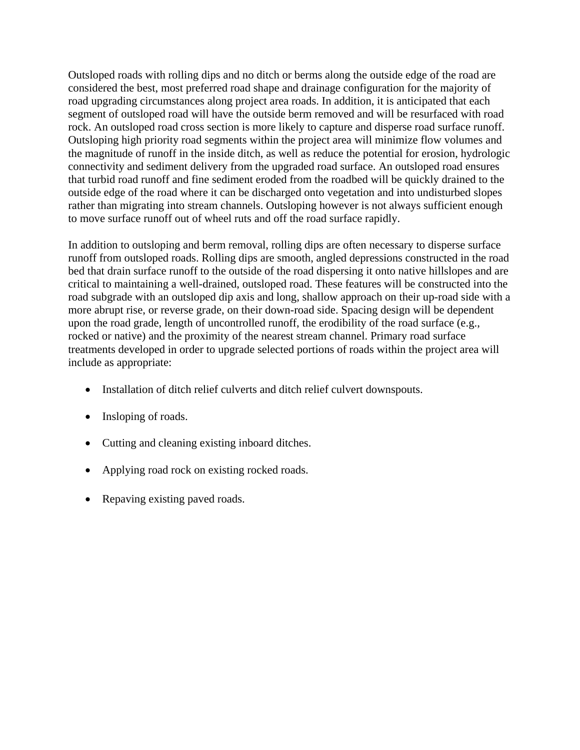Outsloped roads with rolling dips and no ditch or berms along the outside edge of the road are considered the best, most preferred road shape and drainage configuration for the majority of road upgrading circumstances along project area roads. In addition, it is anticipated that each segment of outsloped road will have the outside berm removed and will be resurfaced with road rock. An outsloped road cross section is more likely to capture and disperse road surface runoff. Outsloping high priority road segments within the project area will minimize flow volumes and the magnitude of runoff in the inside ditch, as well as reduce the potential for erosion, hydrologic connectivity and sediment delivery from the upgraded road surface. An outsloped road ensures that turbid road runoff and fine sediment eroded from the roadbed will be quickly drained to the outside edge of the road where it can be discharged onto vegetation and into undisturbed slopes rather than migrating into stream channels. Outsloping however is not always sufficient enough to move surface runoff out of wheel ruts and off the road surface rapidly.

In addition to outsloping and berm removal, rolling dips are often necessary to disperse surface runoff from outsloped roads. Rolling dips are smooth, angled depressions constructed in the road bed that drain surface runoff to the outside of the road dispersing it onto native hillslopes and are critical to maintaining a well-drained, outsloped road. These features will be constructed into the road subgrade with an outsloped dip axis and long, shallow approach on their up-road side with a more abrupt rise, or reverse grade, on their down-road side. Spacing design will be dependent upon the road grade, length of uncontrolled runoff, the erodibility of the road surface (e.g., rocked or native) and the proximity of the nearest stream channel. Primary road surface treatments developed in order to upgrade selected portions of roads within the project area will include as appropriate:

- Installation of ditch relief culverts and ditch relief culvert downspouts.
- Insloping of roads.
- Cutting and cleaning existing inboard ditches.
- Applying road rock on existing rocked roads.
- Repaving existing paved roads.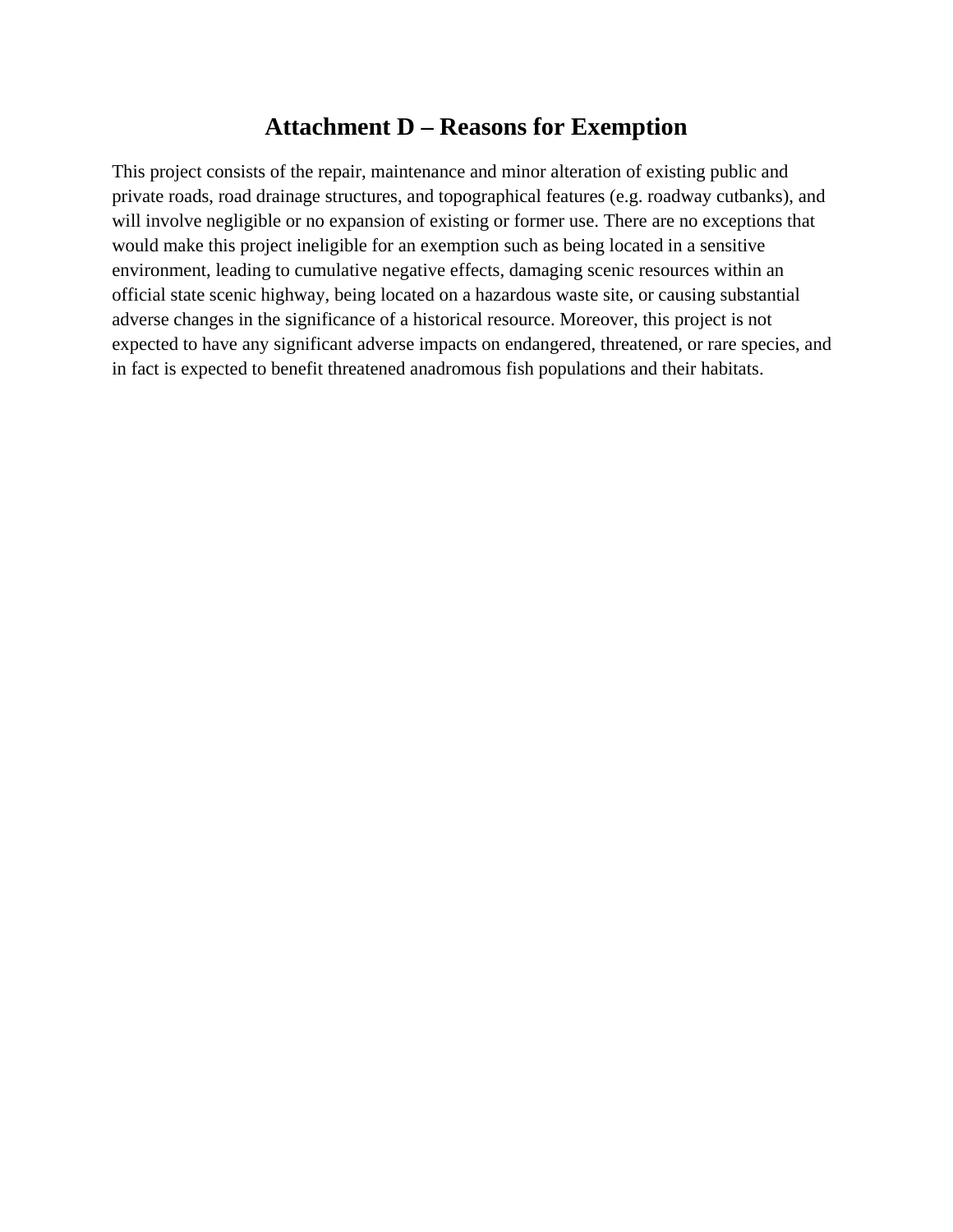# Attachment D – Reasons for Exemption

This project consists of the repair, maintenance and minor alteration of existing public and private roads, road drainage structures, and topographical features (e.g. roadway cutbanks), and will involve negligible or no expansion of existing or former use. There are no exceptions that would make this project ineligible for an exemption such as being located in a sensitive environment, leading to cumulative negative effects, damaging scenic resources within an official state scenic highway, being located on a hazardous waste site, or causing substantial adverse changes in the significance of a historical resource. Moreover, this project is not expected to have any significant adverse impacts on endangered, threatened, or rare species, and in fact is expected to benefit threatened anadromous fish populations and their habitats.